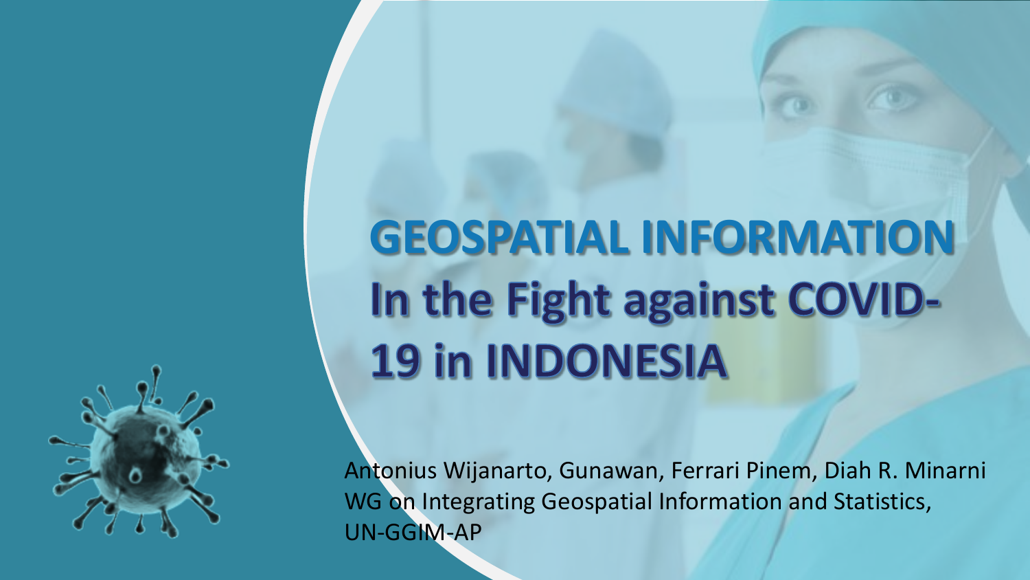# GEOSPATIAL INFORMATION In the Fight against COVID-19 in INDONESIA

Antonius Wijanarto, Gunawan, Ferrari Pinem, Diah R. Minarni
WG on Integrating Geospatial Information and Statistics, UN-GGIM-AP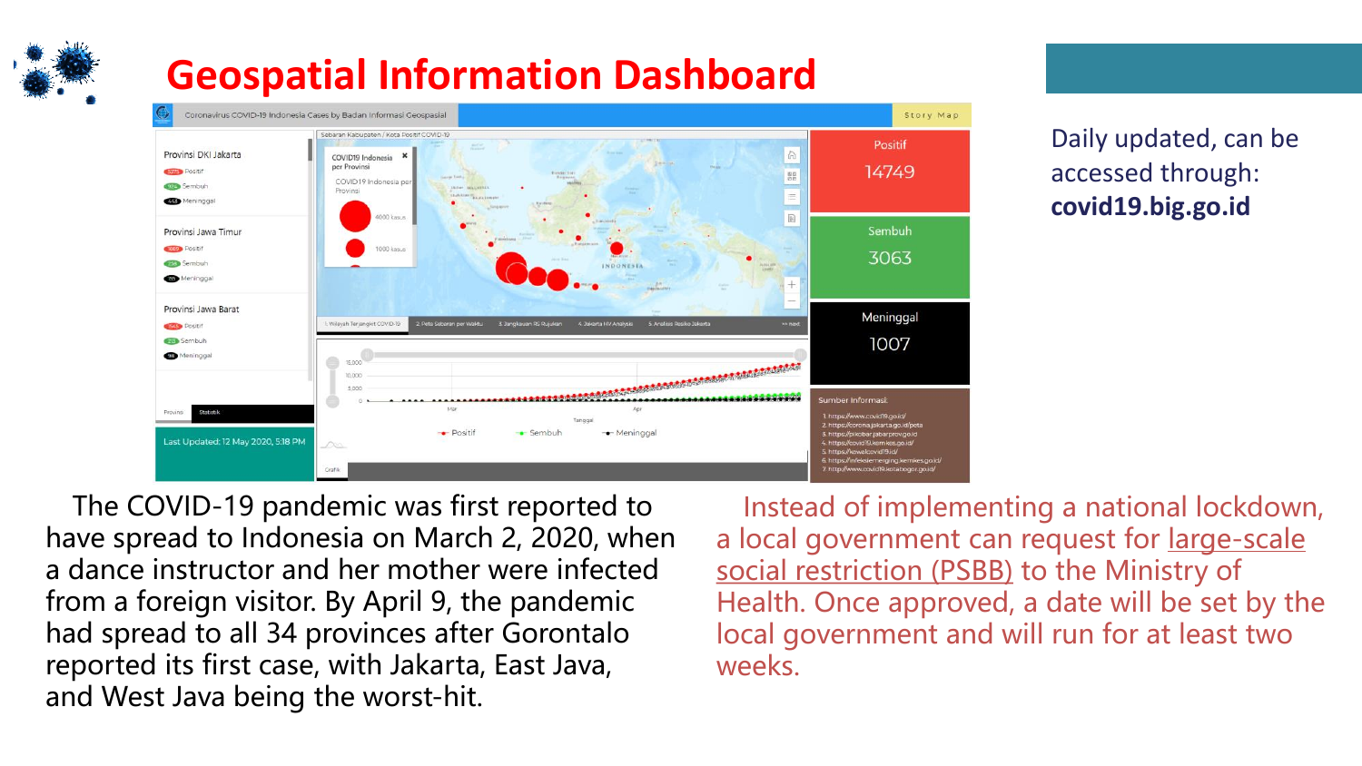# Geospatial Information Dashboard

Daily updated, can be accessed through: **covid19.big.go.id**

The COVID-19 pandemic was first reported to have spread to Indonesia on March 2, 2020, when a dance instructor and her mother were infected from a foreign visitor. By April 9, the pandemic had spread to all 34 provinces after Gorontalo reported its first case, with Jakarta, East Java, and West Java being the worst-hit.

Instead of implementing a national lockdown, a local government can request for large-scale social restriction (PSBB) to the Ministry of Health. Once approved, a date will be set by the local government and will run for at least two weeks.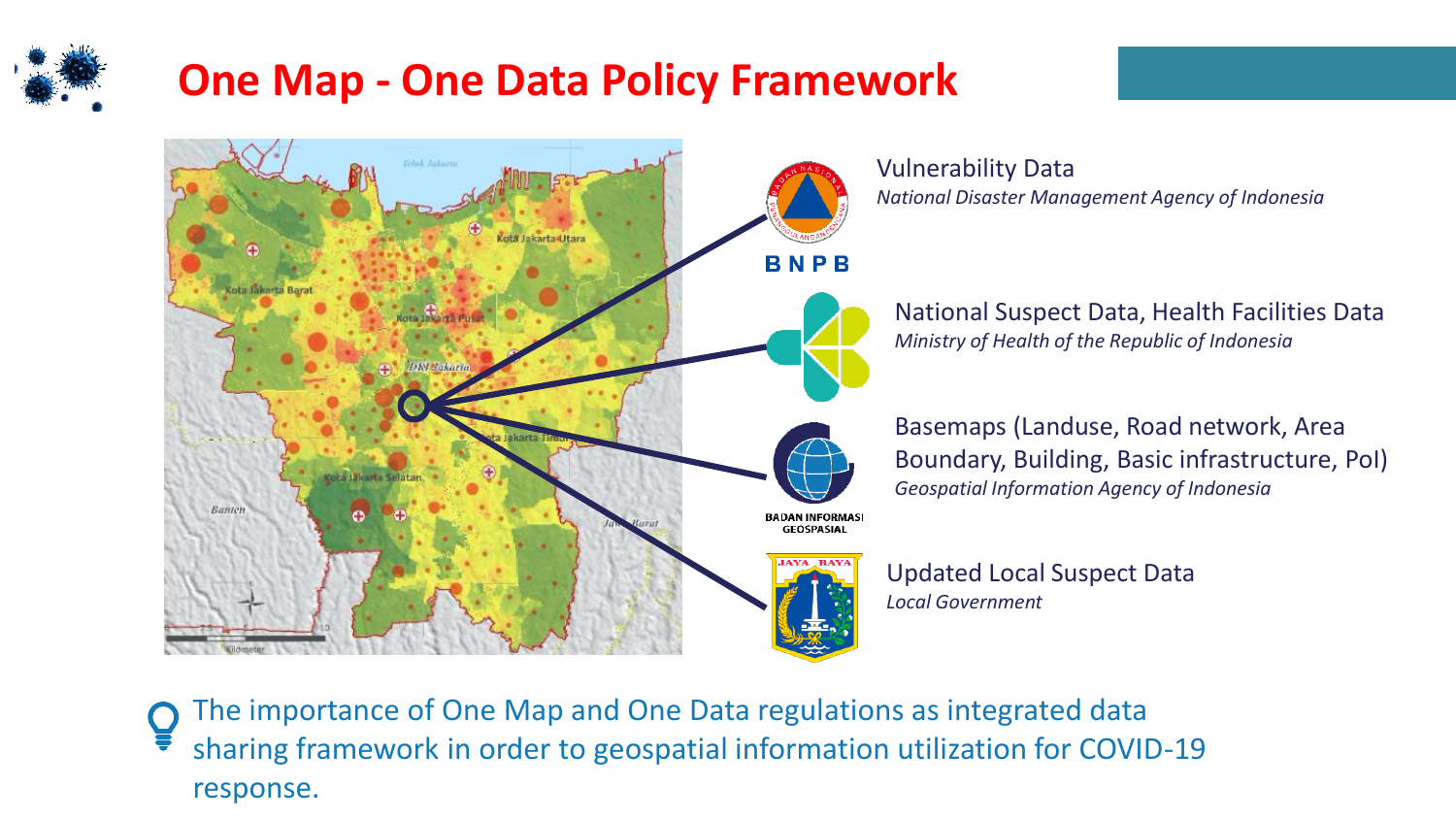# One Map - One Data Policy Framework

**Vulnerability Data**
*National Disaster Management Agency of Indonesia*

**National Suspect Data, Health Facilities Data**
*Ministry of Health of the Republic of Indonesia*

**Basemaps (Landuse, Road network, Area Boundary, Building, Basic infrastructure, PoI)**
*Geospatial Information Agency of Indonesia*

**Updated Local Suspect Data**
*Local Government*

The importance of One Map and One Data regulations as integrated data sharing framework in order to geospatial information utilization for COVID-19 response.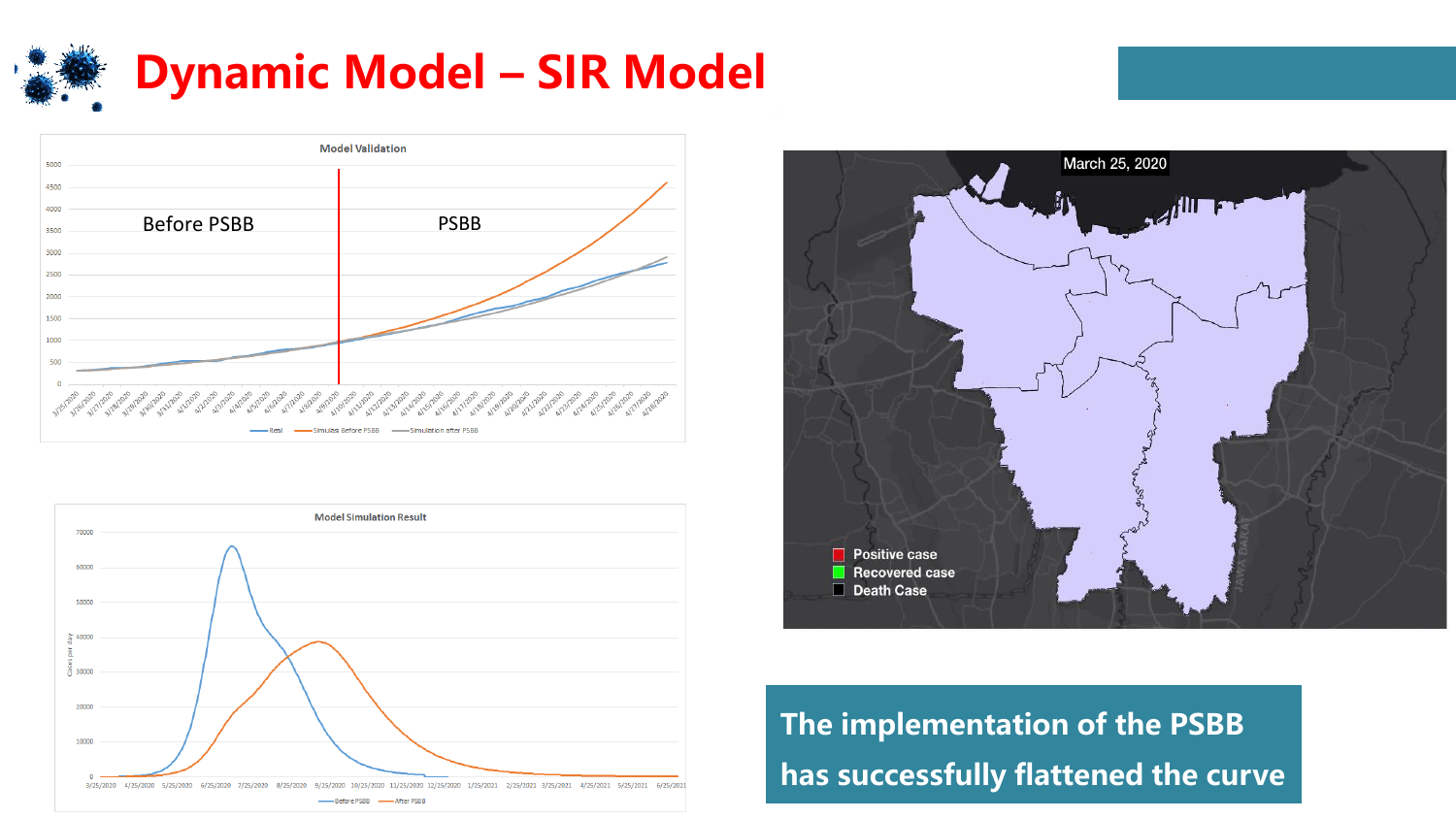# Dynamic Model – SIR Model

**Model Validation**

Before PSBB | PSBB

Real — Simulasi Before PSBB — Simulation after PSBB

**Model Simulation Result**

Before PSBB — After PSBB

March 25, 2020

- Positive case
- Recovered case
- Death Case

**The implementation of the PSBB has successfully flattened the curve**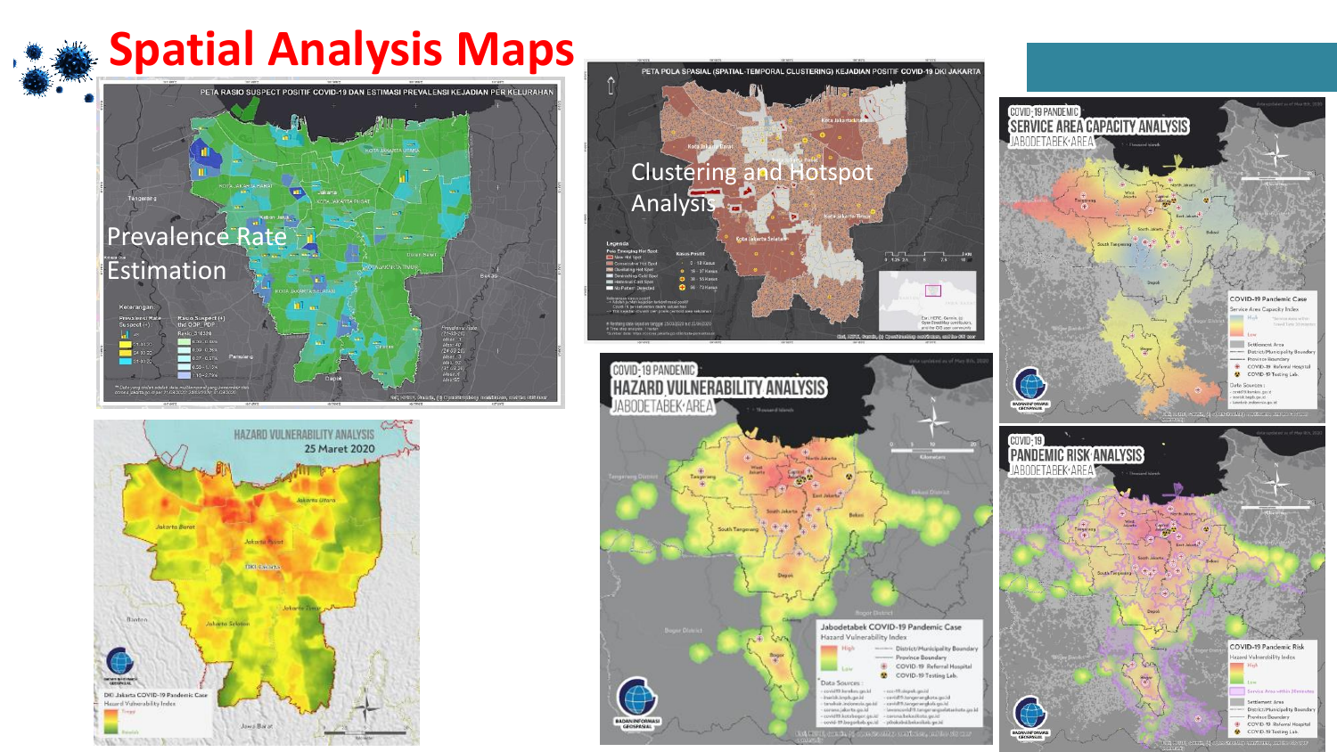# Spatial Analysis Maps

Prevalence Rate Estimation

Clustering and Hotspot Analysis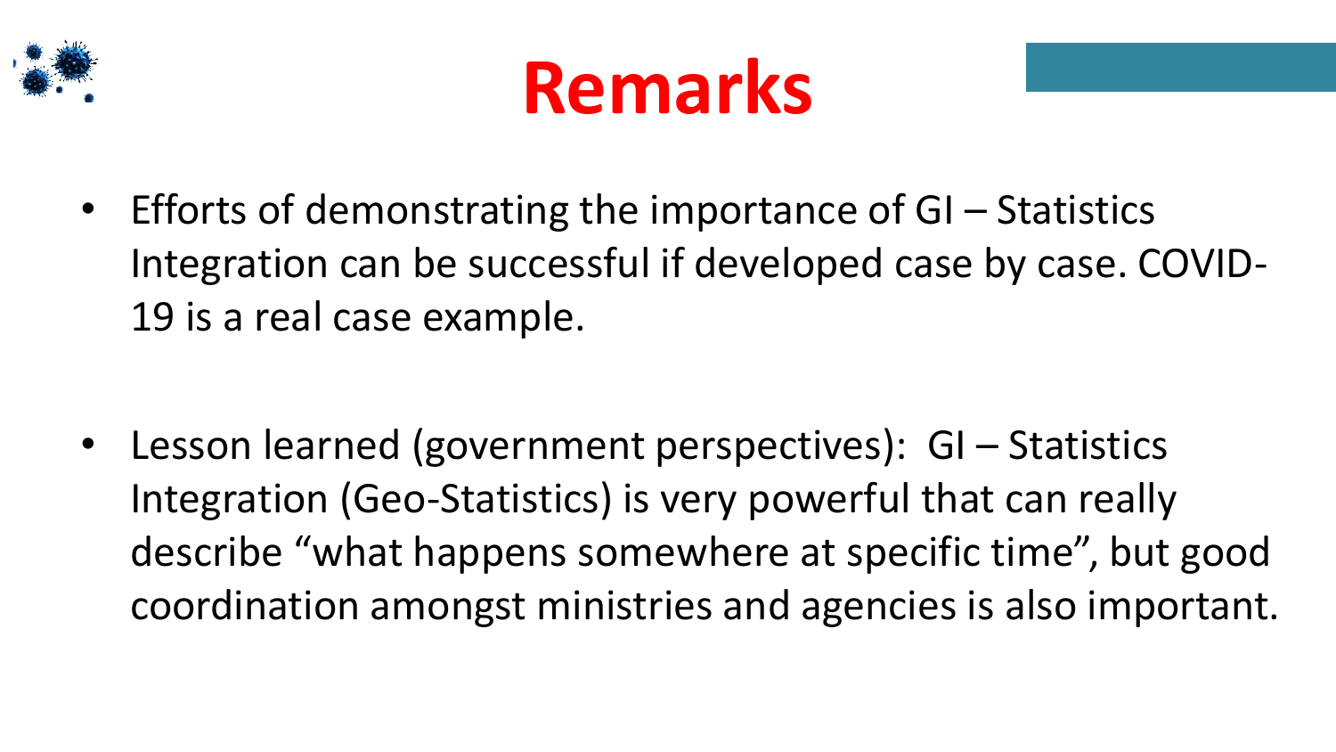# Remarks

- Efforts of demonstrating the importance of GI – Statistics Integration can be successful if developed case by case. COVID-19 is a real case example.

- Lesson learned (government perspectives): GI – Statistics Integration (Geo-Statistics) is very powerful that can really describe “what happens somewhere at specific time”, but good coordination amongst ministries and agencies is also important.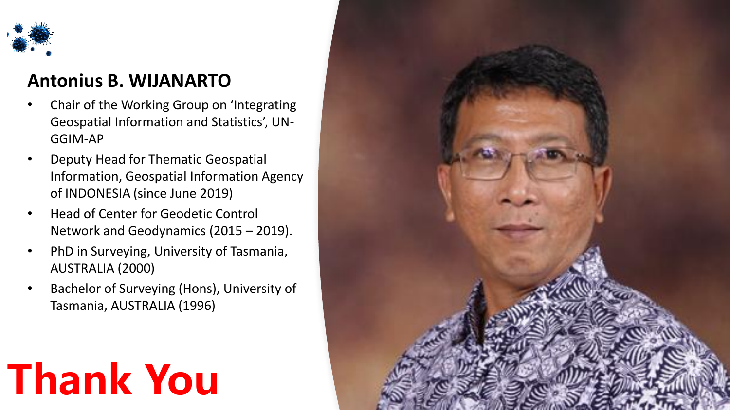## Antonius B. WIJANARTO

- Chair of the Working Group on 'Integrating Geospatial Information and Statistics', UN-GGIM-AP
- Deputy Head for Thematic Geospatial Information, Geospatial Information Agency of INDONESIA (since June 2019)
- Head of Center for Geodetic Control Network and Geodynamics (2015 – 2019).
- PhD in Surveying, University of Tasmania, AUSTRALIA (2000)
- Bachelor of Surveying (Hons), University of Tasmania, AUSTRALIA (1996)

# Thank You